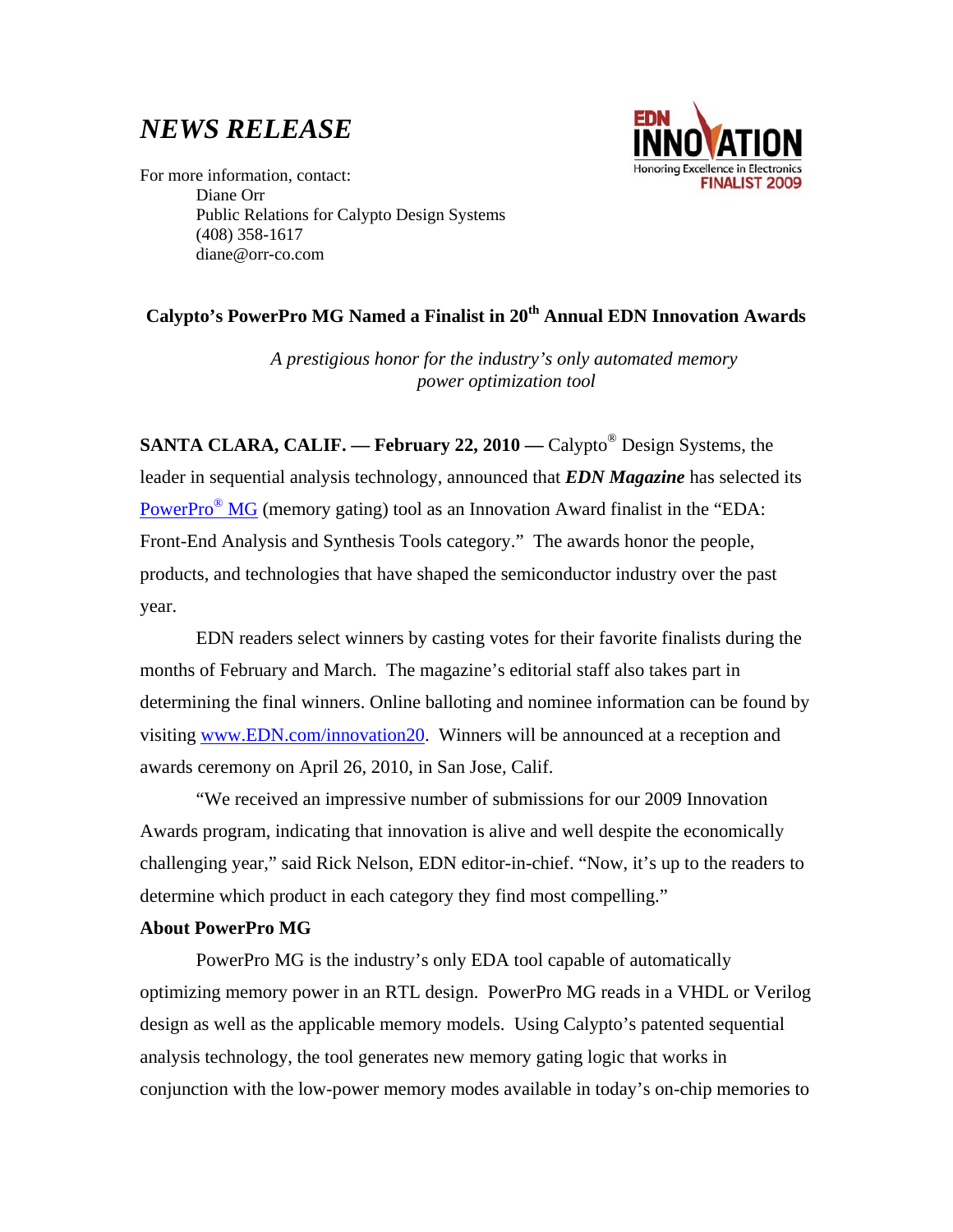# *NEWS RELEASE*

EDN INNOVATION
Honoring Excellence in Electronics
FINALIST 2009

For more information, contact:
Diane Orr
Public Relations for Calypto Design Systems
(408) 358-1617
diane@orr-co.com

## Calypto's PowerPro MG Named a Finalist in 20th Annual EDN Innovation Awards

*A prestigious honor for the industry's only automated memory power optimization tool*

**SANTA CLARA, CALIF. — February 22, 2010 —** Calypto® Design Systems, the leader in sequential analysis technology, announced that ***EDN Magazine*** has selected its PowerPro® MG (memory gating) tool as an Innovation Award finalist in the "EDA: Front-End Analysis and Synthesis Tools category." The awards honor the people, products, and technologies that have shaped the semiconductor industry over the past year.

EDN readers select winners by casting votes for their favorite finalists during the months of February and March. The magazine's editorial staff also takes part in determining the final winners. Online balloting and nominee information can be found by visiting www.EDN.com/innovation20. Winners will be announced at a reception and awards ceremony on April 26, 2010, in San Jose, Calif.

"We received an impressive number of submissions for our 2009 Innovation Awards program, indicating that innovation is alive and well despite the economically challenging year," said Rick Nelson, EDN editor-in-chief. "Now, it's up to the readers to determine which product in each category they find most compelling."

**About PowerPro MG**

PowerPro MG is the industry's only EDA tool capable of automatically optimizing memory power in an RTL design. PowerPro MG reads in a VHDL or Verilog design as well as the applicable memory models. Using Calypto's patented sequential analysis technology, the tool generates new memory gating logic that works in conjunction with the low-power memory modes available in today's on-chip memories to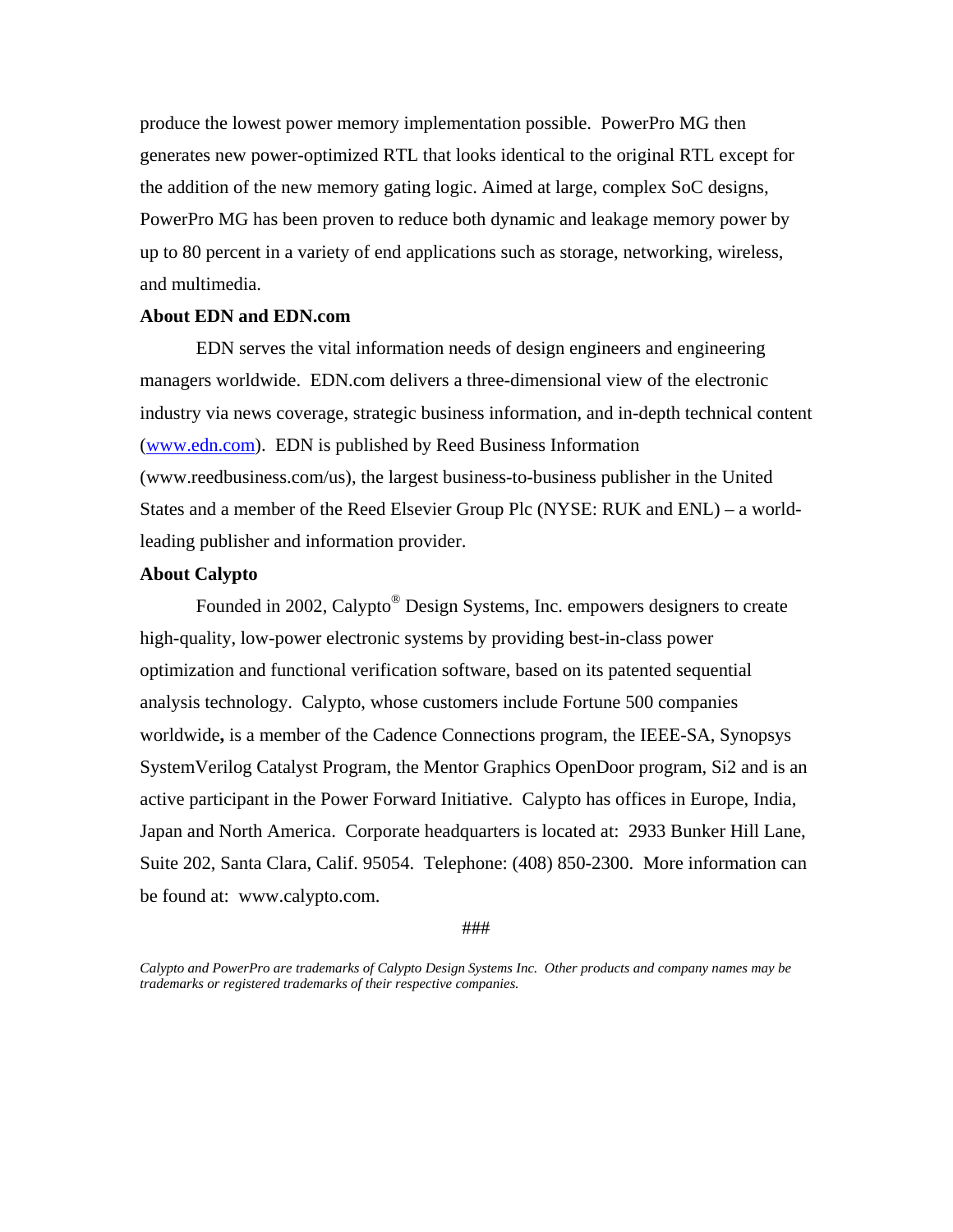produce the lowest power memory implementation possible. PowerPro MG then generates new power-optimized RTL that looks identical to the original RTL except for the addition of the new memory gating logic. Aimed at large, complex SoC designs, PowerPro MG has been proven to reduce both dynamic and leakage memory power by up to 80 percent in a variety of end applications such as storage, networking, wireless, and multimedia.

**About EDN and EDN.com**

EDN serves the vital information needs of design engineers and engineering managers worldwide. EDN.com delivers a three-dimensional view of the electronic industry via news coverage, strategic business information, and in-depth technical content (www.edn.com). EDN is published by Reed Business Information (www.reedbusiness.com/us), the largest business-to-business publisher in the United States and a member of the Reed Elsevier Group Plc (NYSE: RUK and ENL) – a world-leading publisher and information provider.

**About Calypto**

Founded in 2002, Calypto® Design Systems, Inc. empowers designers to create high-quality, low-power electronic systems by providing best-in-class power optimization and functional verification software, based on its patented sequential analysis technology. Calypto, whose customers include Fortune 500 companies worldwide**,** is a member of the Cadence Connections program, the IEEE-SA, Synopsys SystemVerilog Catalyst Program, the Mentor Graphics OpenDoor program, Si2 and is an active participant in the Power Forward Initiative. Calypto has offices in Europe, India, Japan and North America. Corporate headquarters is located at: 2933 Bunker Hill Lane, Suite 202, Santa Clara, Calif. 95054. Telephone: (408) 850-2300. More information can be found at: www.calypto.com.

###

*Calypto and PowerPro are trademarks of Calypto Design Systems Inc. Other products and company names may be trademarks or registered trademarks of their respective companies.*